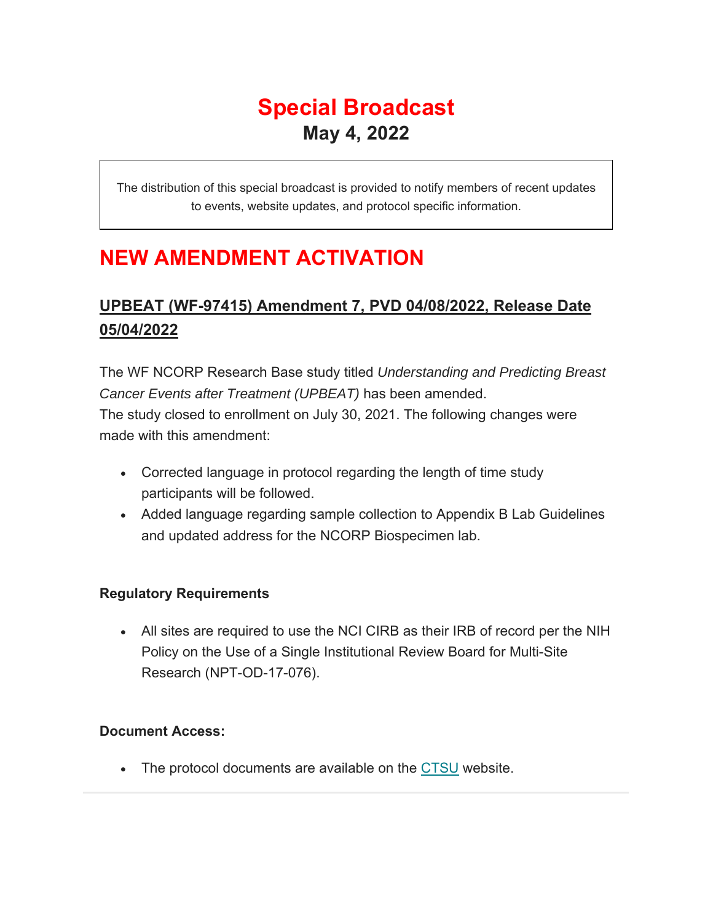# Special Broadcast

**May 4, 2022**

The distribution of this special broadcast is provided to notify members of recent updates to events, website updates, and protocol specific information.

## NEW AMENDMENT ACTIVATION

### UPBEAT (WF-97415) Amendment 7, PVD 04/08/2022, Release Date 05/04/2022

The WF NCORP Research Base study titled *Understanding and Predicting Breast Cancer Events after Treatment (UPBEAT)* has been amended.
The study closed to enrollment on July 30, 2021. The following changes were made with this amendment:

- Corrected language in protocol regarding the length of time study participants will be followed.
- Added language regarding sample collection to Appendix B Lab Guidelines and updated address for the NCORP Biospecimen lab.

**Regulatory Requirements**

- All sites are required to use the NCI CIRB as their IRB of record per the NIH Policy on the Use of a Single Institutional Review Board for Multi-Site Research (NPT-OD-17-076).

**Document Access:**

- The protocol documents are available on the CTSU website.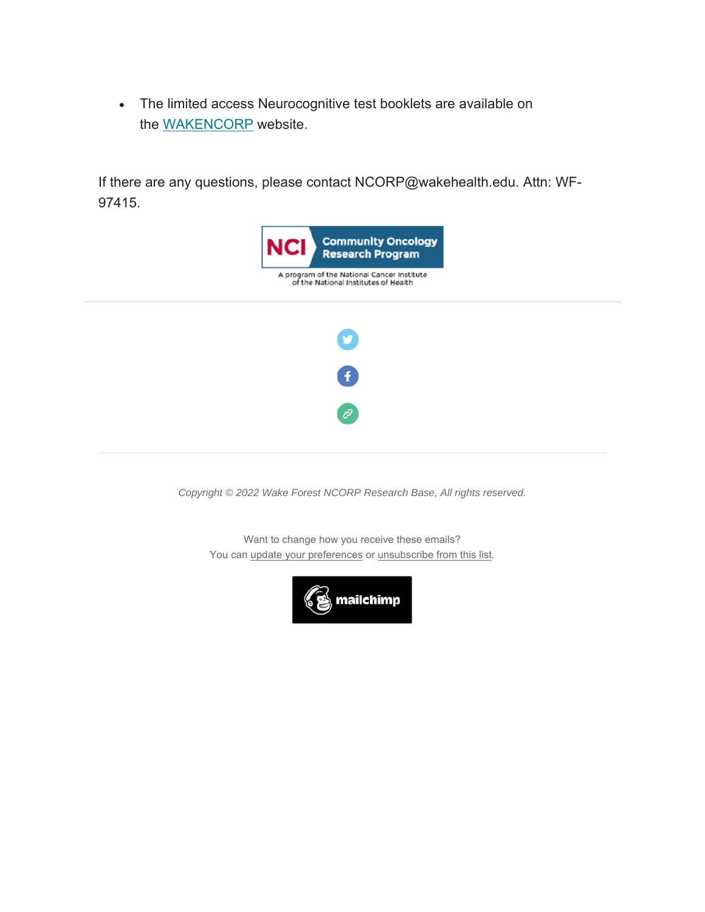- The limited access Neurocognitive test booklets are available on the WAKENCORP website.

If there are any questions, please contact NCORP@wakehealth.edu. Attn: WF-97415.

NCI Community Oncology Research Program

A program of the National Cancer Institute of the National Institutes of Health

*Copyright © 2022 Wake Forest NCORP Research Base, All rights reserved.*

Want to change how you receive these emails?
You can update your preferences or unsubscribe from this list.